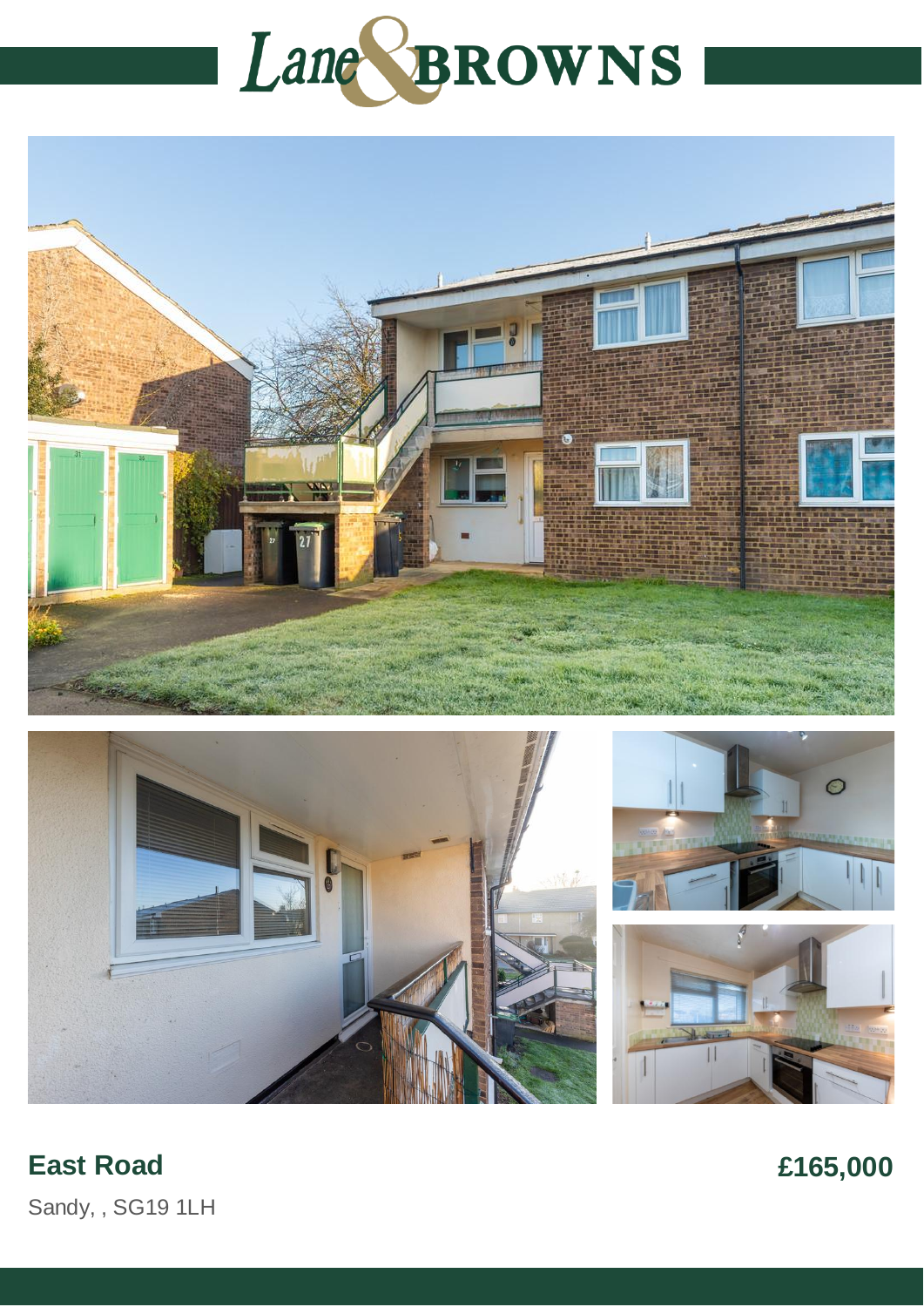# Lane & BROWNS

## East Road

Sandy, , SG19 1LH

**£165,000**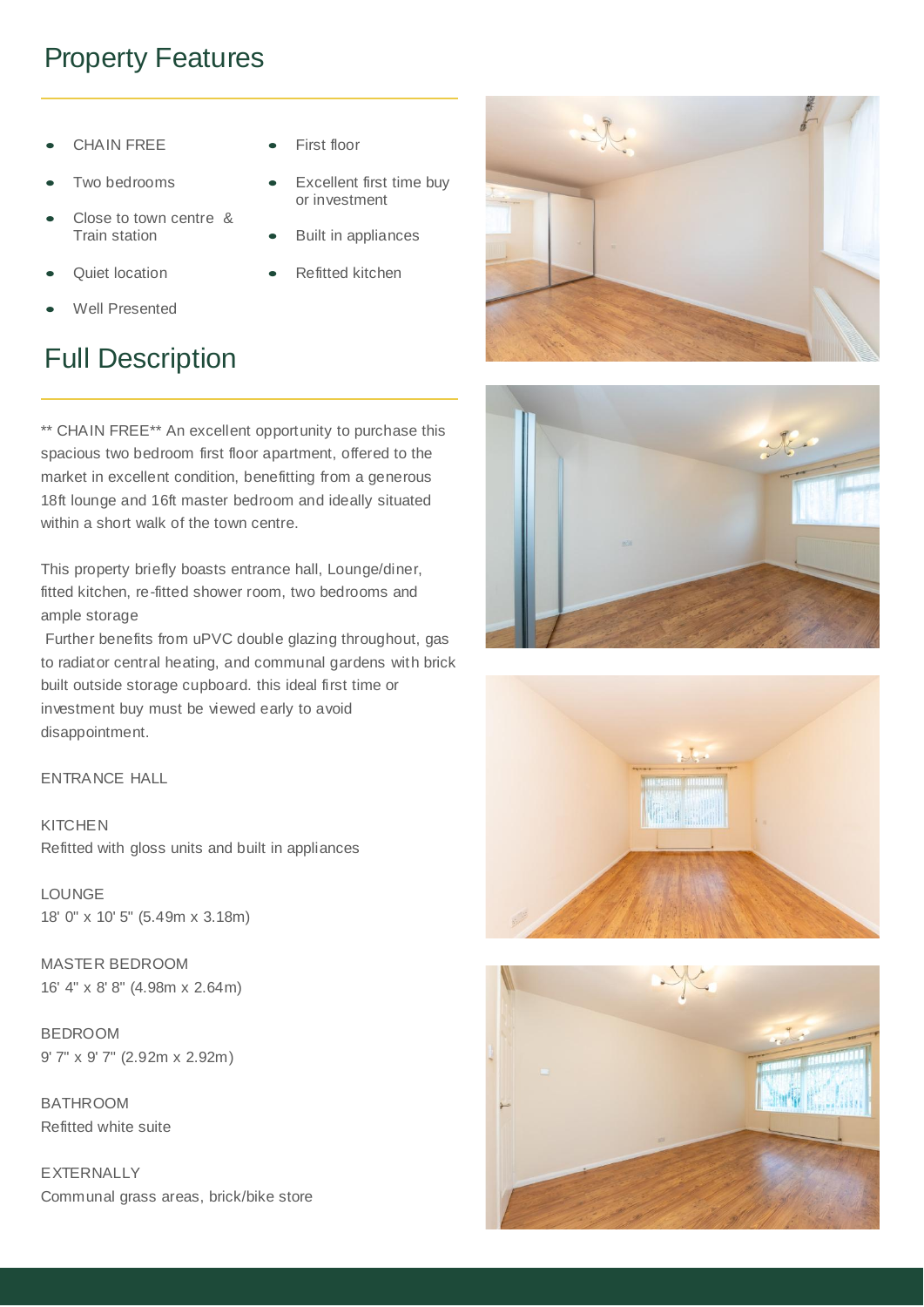## Property Features

- CHAIN FREE
- Two bedrooms
- Close to town centre & Train station
- Quiet location
- Well Presented
- First floor
- Excellent first time buy or investment
- Built in appliances
- Refitted kitchen

## Full Description

** CHAIN FREE** An excellent opportunity to purchase this spacious two bedroom first floor apartment, offered to the market in excellent condition, benefitting from a generous 18ft lounge and 16ft master bedroom and ideally situated within a short walk of the town centre.

This property briefly boasts entrance hall, Lounge/diner, fitted kitchen, re-fitted shower room, two bedrooms and ample storage
Further benefits from uPVC double glazing throughout, gas to radiator central heating, and communal gardens with brick built outside storage cupboard. this ideal first time or investment buy must be viewed early to avoid disappointment.

ENTRANCE HALL

KITCHEN
Refitted with gloss units and built in appliances

LOUNGE
18' 0" x 10' 5" (5.49m x 3.18m)

MASTER BEDROOM
16' 4" x 8' 8" (4.98m x 2.64m)

BEDROOM
9' 7" x 9' 7" (2.92m x 2.92m)

BATHROOM
Refitted white suite

EXTERNALLY
Communal grass areas, brick/bike store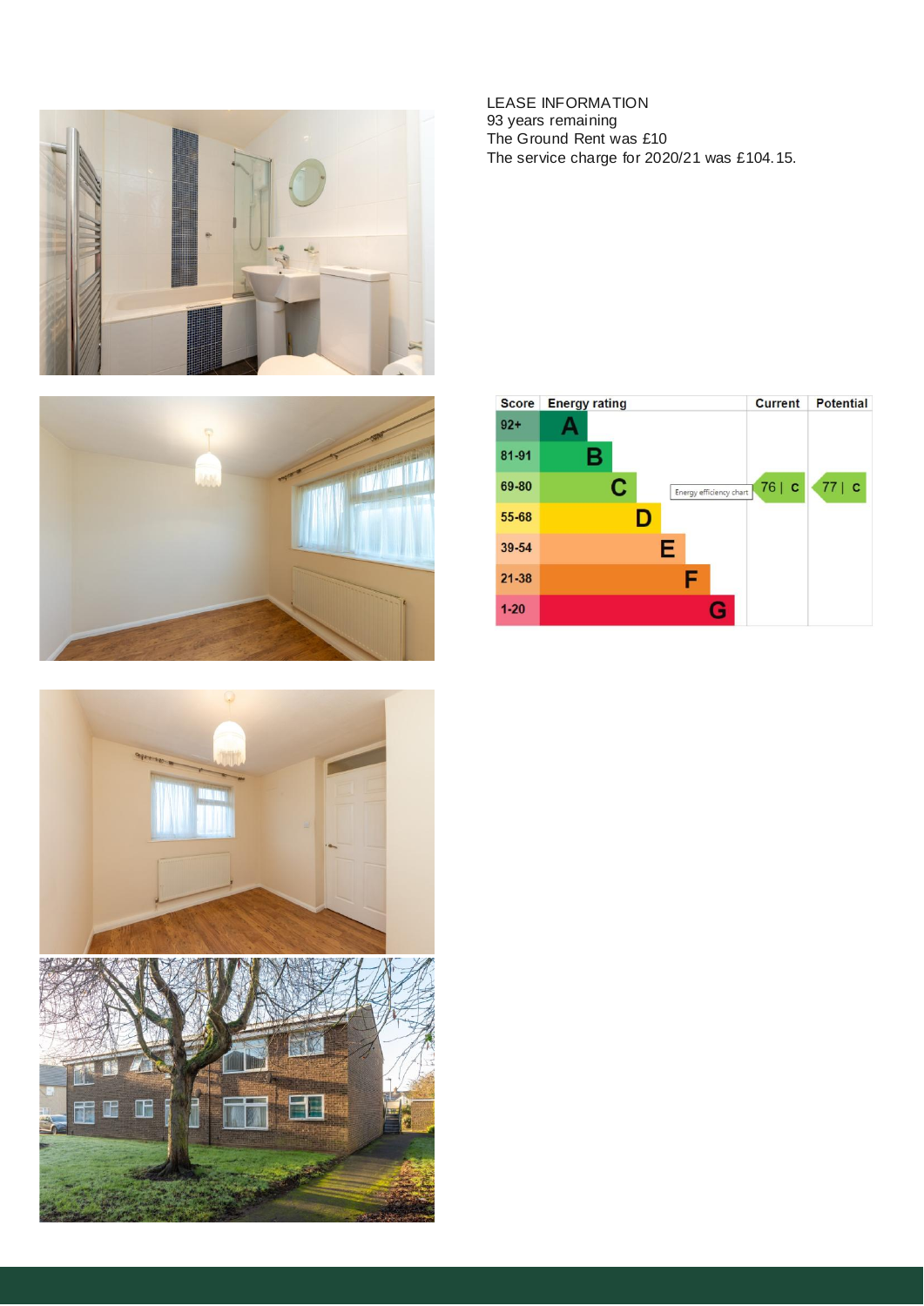LEASE INFORMATION
93 years remaining
The Ground Rent was £10
The service charge for 2020/21 was £104.15.

| Score | Energy rating | Current | Potential |
|---|---|---|---|
| 92+ | A | | |
| 81-91 | B | | |
| 69-80 | C | 76 \| C | 77 \| C |
| 55-68 | D | | |
| 39-54 | E | | |
| 21-38 | F | | |
| 1-20 | G | | |

Energy efficiency chart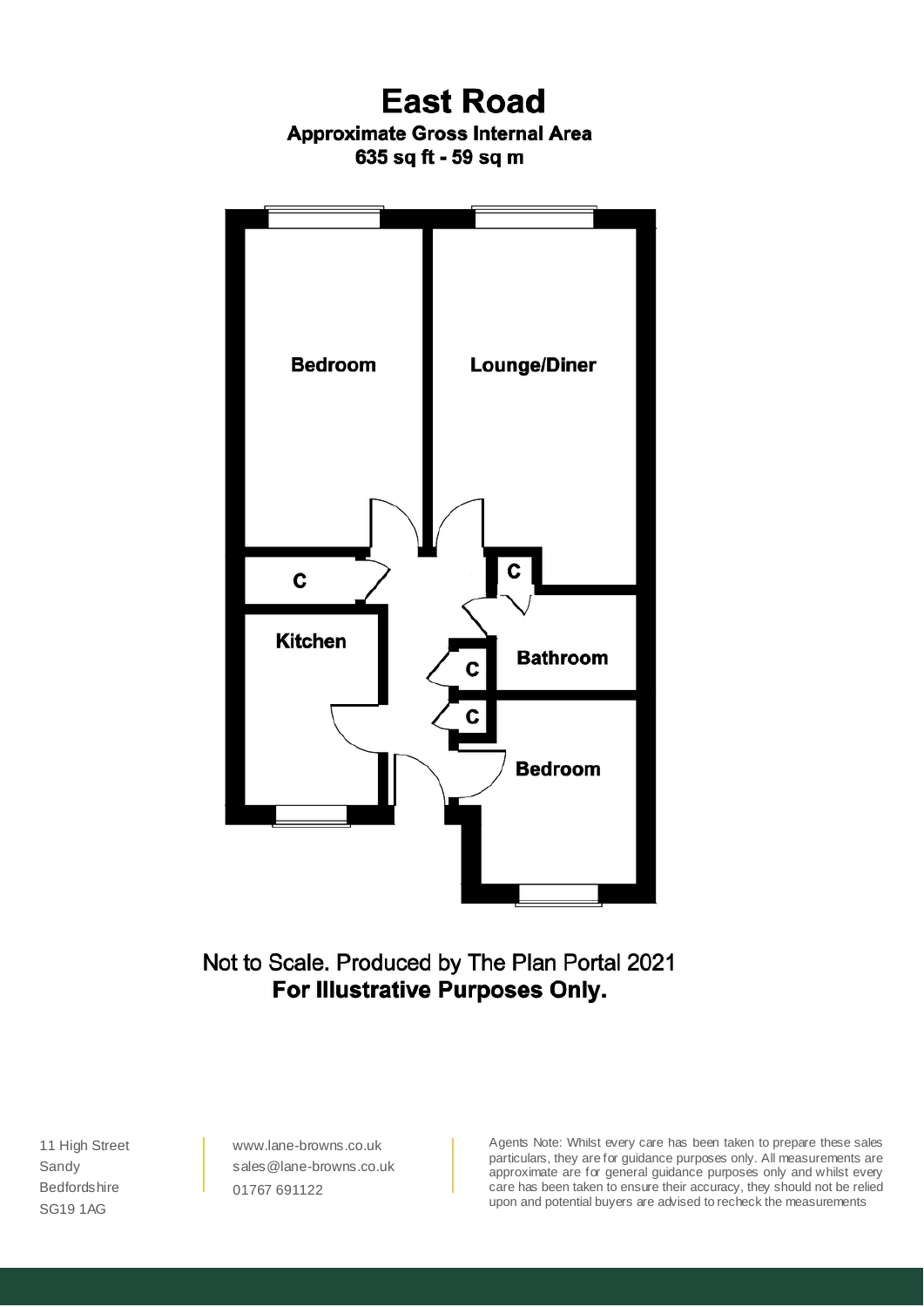# East Road

**Approximate Gross Internal Area**
**635 sq ft - 59 sq m**

Bedroom

Lounge/Diner

C

C

Kitchen

Bathroom

C

C

Bedroom

Not to Scale. Produced by The Plan Portal 2021
**For Illustrative Purposes Only.**

11 High Street
Sandy
Bedfordshire
SG19 1AG

www.lane-browns.co.uk
sales@lane-browns.co.uk
01767 691122

Agents Note: Whilst every care has been taken to prepare these sales particulars, they are for guidance purposes only. All measurements are approximate are for general guidance purposes only and whilst every care has been taken to ensure their accuracy, they should not be relied upon and potential buyers are advised to recheck the measurements